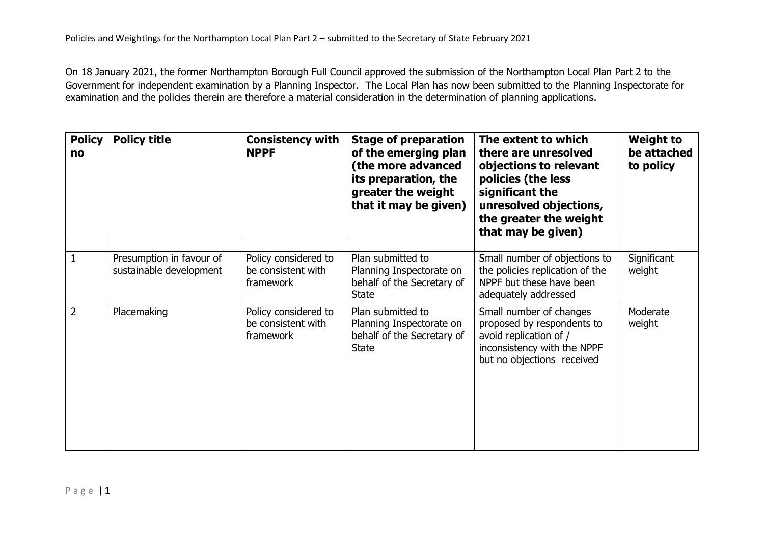On 18 January 2021, the former Northampton Borough Full Council approved the submission of the Northampton Local Plan Part 2 to the Government for independent examination by a Planning Inspector. The Local Plan has now been submitted to the Planning Inspectorate for examination and the policies therein are therefore a material consideration in the determination of planning applications.

| Policy no | Policy title | Consistency with NPPF | Stage of preparation of the emerging plan (the more advanced its preparation, the greater the weight that it may be given) | The extent to which there are unresolved objections to relevant policies (the less significant the unresolved objections, the greater the weight that may be given) | Weight to be attached to policy |
|---|---|---|---|---|---|
| | | | | | |
| 1 | Presumption in favour of sustainable development | Policy considered to be consistent with framework | Plan submitted to Planning Inspectorate on behalf of the Secretary of State | Small number of objections to the policies replication of the NPPF but these have been adequately addressed | Significant weight |
| 2 | Placemaking | Policy considered to be consistent with framework | Plan submitted to Planning Inspectorate on behalf of the Secretary of State | Small number of changes proposed by respondents to avoid replication of / inconsistency with the NPPF but no objections received | Moderate weight |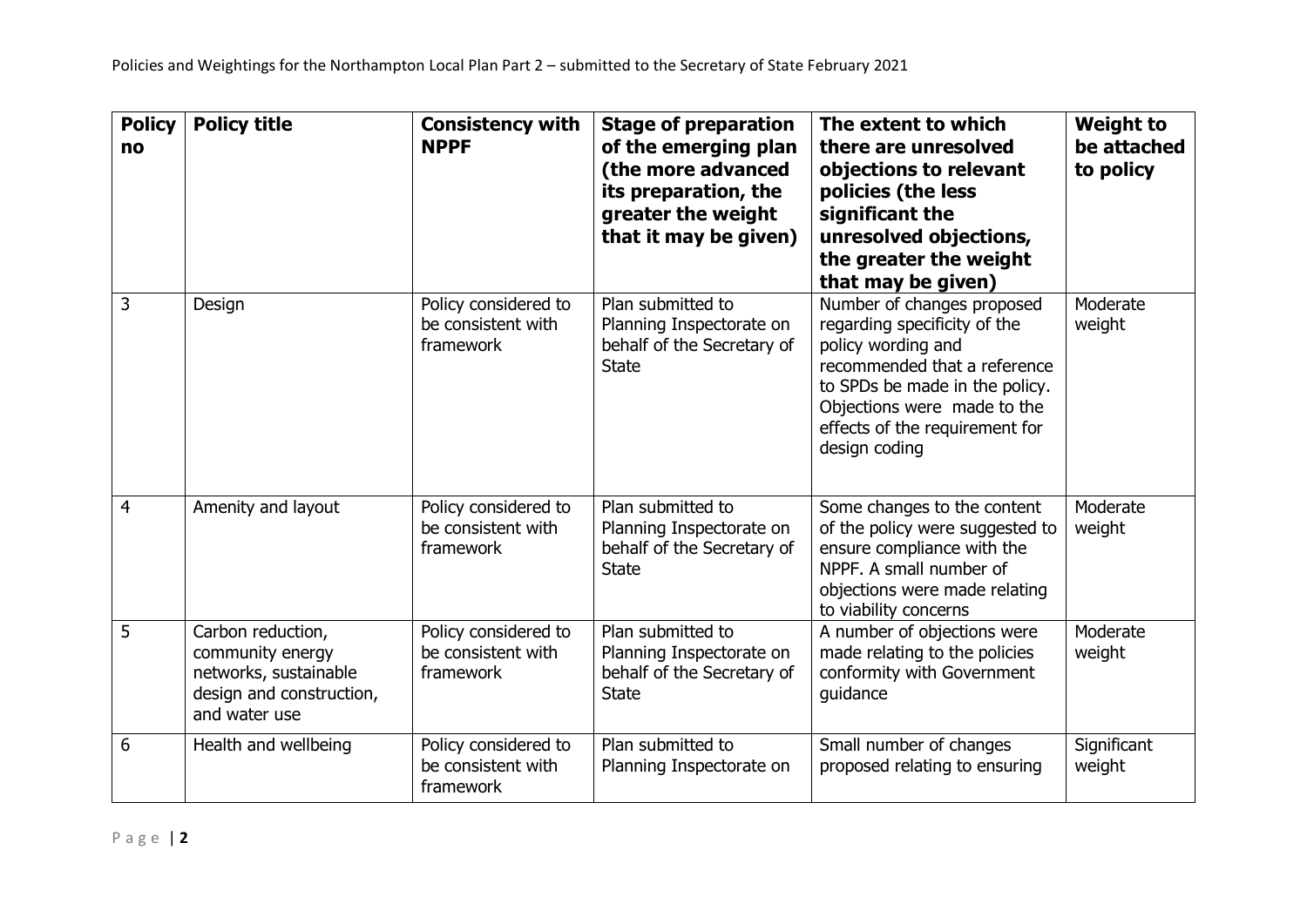| Policy no | Policy title | Consistency with NPPF | Stage of preparation of the emerging plan (the more advanced its preparation, the greater the weight that it may be given) | The extent to which there are unresolved objections to relevant policies (the less significant the unresolved objections, the greater the weight that may be given) | Weight to be attached to policy |
|---|---|---|---|---|---|
| 3 | Design | Policy considered to be consistent with framework | Plan submitted to Planning Inspectorate on behalf of the Secretary of State | Number of changes proposed regarding specificity of the policy wording and recommended that a reference to SPDs be made in the policy. Objections were made to the effects of the requirement for design coding | Moderate weight |
| 4 | Amenity and layout | Policy considered to be consistent with framework | Plan submitted to Planning Inspectorate on behalf of the Secretary of State | Some changes to the content of the policy were suggested to ensure compliance with the NPPF. A small number of objections were made relating to viability concerns | Moderate weight |
| 5 | Carbon reduction, community energy networks, sustainable design and construction, and water use | Policy considered to be consistent with framework | Plan submitted to Planning Inspectorate on behalf of the Secretary of State | A number of objections were made relating to the policies conformity with Government guidance | Moderate weight |
| 6 | Health and wellbeing | Policy considered to be consistent with framework | Plan submitted to Planning Inspectorate on | Small number of changes proposed relating to ensuring | Significant weight |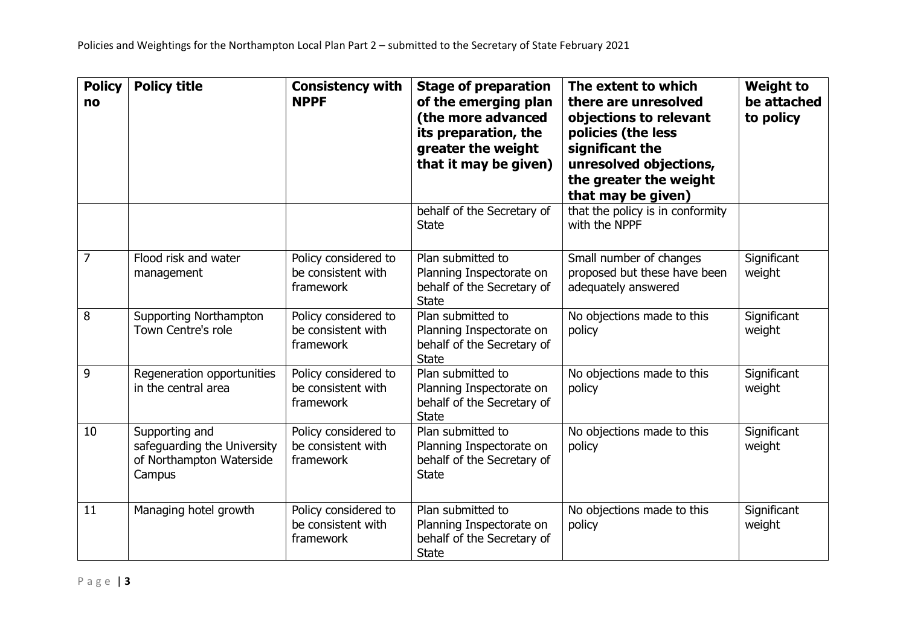| Policy no | Policy title | Consistency with NPPF | Stage of preparation of the emerging plan (the more advanced its preparation, the greater the weight that it may be given) | The extent to which there are unresolved objections to relevant policies (the less significant the unresolved objections, the greater the weight that may be given) | Weight to be attached to policy |
|---|---|---|---|---|---|
| | | | behalf of the Secretary of State | that the policy is in conformity with the NPPF | |
| 7 | Flood risk and water management | Policy considered to be consistent with framework | Plan submitted to Planning Inspectorate on behalf of the Secretary of State | Small number of changes proposed but these have been adequately answered | Significant weight |
| 8 | Supporting Northampton Town Centre's role | Policy considered to be consistent with framework | Plan submitted to Planning Inspectorate on behalf of the Secretary of State | No objections made to this policy | Significant weight |
| 9 | Regeneration opportunities in the central area | Policy considered to be consistent with framework | Plan submitted to Planning Inspectorate on behalf of the Secretary of State | No objections made to this policy | Significant weight |
| 10 | Supporting and safeguarding the University of Northampton Waterside Campus | Policy considered to be consistent with framework | Plan submitted to Planning Inspectorate on behalf of the Secretary of State | No objections made to this policy | Significant weight |
| 11 | Managing hotel growth | Policy considered to be consistent with framework | Plan submitted to Planning Inspectorate on behalf of the Secretary of State | No objections made to this policy | Significant weight |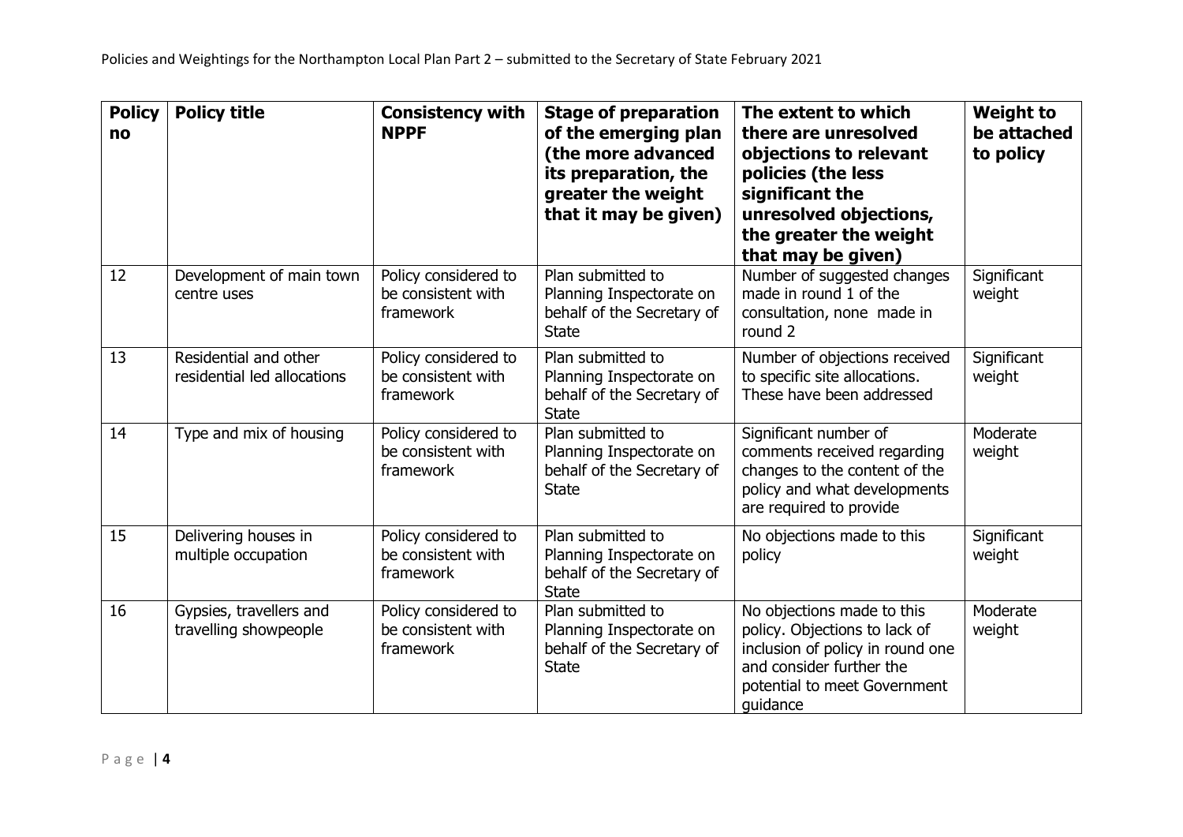| Policy no | Policy title | Consistency with NPPF | Stage of preparation of the emerging plan (the more advanced its preparation, the greater the weight that it may be given) | The extent to which there are unresolved objections to relevant policies (the less significant the unresolved objections, the greater the weight that may be given) | Weight to be attached to policy |
|---|---|---|---|---|---|
| 12 | Development of main town centre uses | Policy considered to be consistent with framework | Plan submitted to Planning Inspectorate on behalf of the Secretary of State | Number of suggested changes made in round 1 of the consultation, none made in round 2 | Significant weight |
| 13 | Residential and other residential led allocations | Policy considered to be consistent with framework | Plan submitted to Planning Inspectorate on behalf of the Secretary of State | Number of objections received to specific site allocations. These have been addressed | Significant weight |
| 14 | Type and mix of housing | Policy considered to be consistent with framework | Plan submitted to Planning Inspectorate on behalf of the Secretary of State | Significant number of comments received regarding changes to the content of the policy and what developments are required to provide | Moderate weight |
| 15 | Delivering houses in multiple occupation | Policy considered to be consistent with framework | Plan submitted to Planning Inspectorate on behalf of the Secretary of State | No objections made to this policy | Significant weight |
| 16 | Gypsies, travellers and travelling showpeople | Policy considered to be consistent with framework | Plan submitted to Planning Inspectorate on behalf of the Secretary of State | No objections made to this policy. Objections to lack of inclusion of policy in round one and consider further the potential to meet Government guidance | Moderate weight |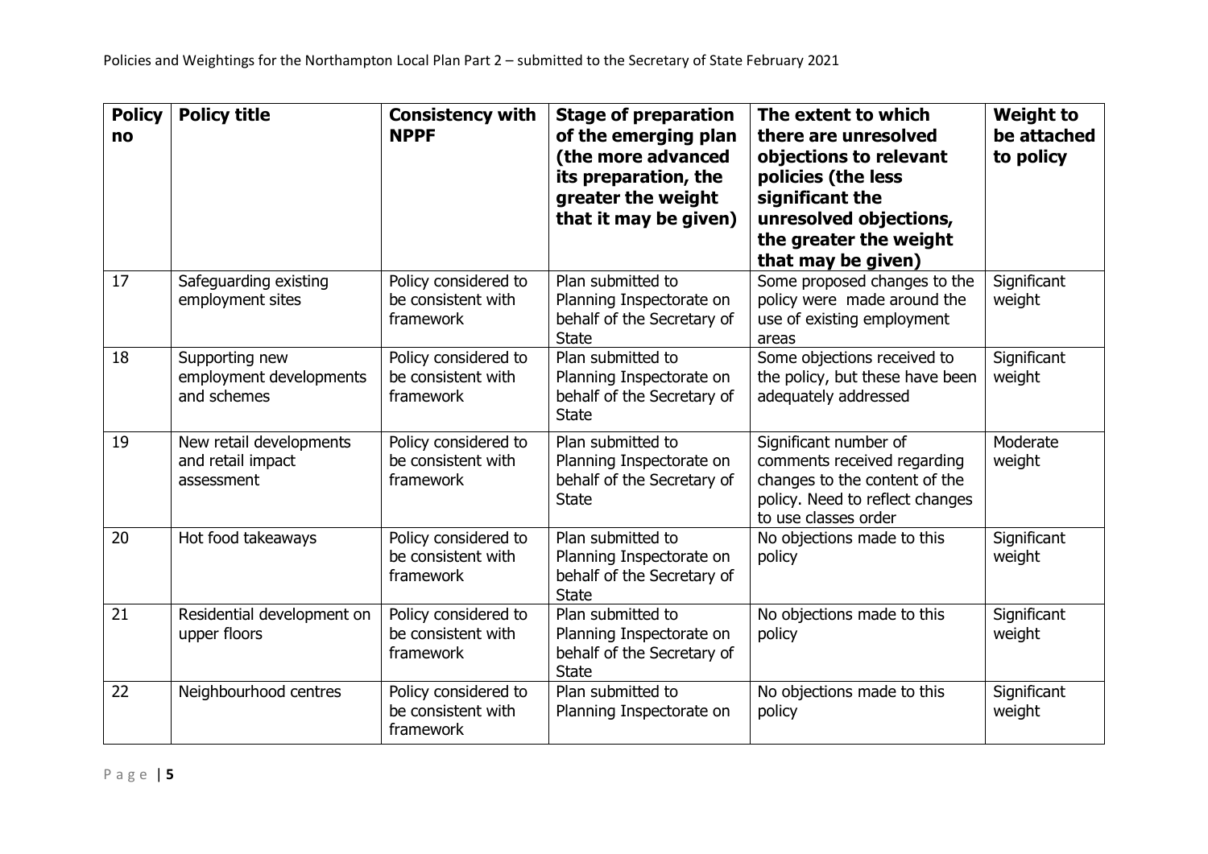| Policy no | Policy title | Consistency with NPPF | Stage of preparation of the emerging plan (the more advanced its preparation, the greater the weight that it may be given) | The extent to which there are unresolved objections to relevant policies (the less significant the unresolved objections, the greater the weight that may be given) | Weight to be attached to policy |
|---|---|---|---|---|---|
| 17 | Safeguarding existing employment sites | Policy considered to be consistent with framework | Plan submitted to Planning Inspectorate on behalf of the Secretary of State | Some proposed changes to the policy were made around the use of existing employment areas | Significant weight |
| 18 | Supporting new employment developments and schemes | Policy considered to be consistent with framework | Plan submitted to Planning Inspectorate on behalf of the Secretary of State | Some objections received to the policy, but these have been adequately addressed | Significant weight |
| 19 | New retail developments and retail impact assessment | Policy considered to be consistent with framework | Plan submitted to Planning Inspectorate on behalf of the Secretary of State | Significant number of comments received regarding changes to the content of the policy. Need to reflect changes to use classes order | Moderate weight |
| 20 | Hot food takeaways | Policy considered to be consistent with framework | Plan submitted to Planning Inspectorate on behalf of the Secretary of State | No objections made to this policy | Significant weight |
| 21 | Residential development on upper floors | Policy considered to be consistent with framework | Plan submitted to Planning Inspectorate on behalf of the Secretary of State | No objections made to this policy | Significant weight |
| 22 | Neighbourhood centres | Policy considered to be consistent with framework | Plan submitted to Planning Inspectorate on | No objections made to this policy | Significant weight |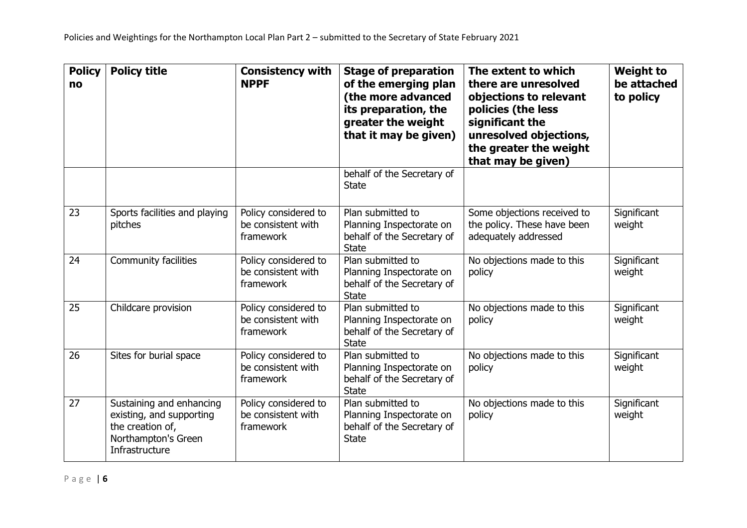| Policy no | Policy title | Consistency with NPPF | Stage of preparation of the emerging plan (the more advanced its preparation, the greater the weight that it may be given) | The extent to which there are unresolved objections to relevant policies (the less significant the unresolved objections, the greater the weight that may be given) | Weight to be attached to policy |
|---|---|---|---|---|---|
| | | | behalf of the Secretary of State | | |
| 23 | Sports facilities and playing pitches | Policy considered to be consistent with framework | Plan submitted to Planning Inspectorate on behalf of the Secretary of State | Some objections received to the policy. These have been adequately addressed | Significant weight |
| 24 | Community facilities | Policy considered to be consistent with framework | Plan submitted to Planning Inspectorate on behalf of the Secretary of State | No objections made to this policy | Significant weight |
| 25 | Childcare provision | Policy considered to be consistent with framework | Plan submitted to Planning Inspectorate on behalf of the Secretary of State | No objections made to this policy | Significant weight |
| 26 | Sites for burial space | Policy considered to be consistent with framework | Plan submitted to Planning Inspectorate on behalf of the Secretary of State | No objections made to this policy | Significant weight |
| 27 | Sustaining and enhancing existing, and supporting the creation of, Northampton's Green Infrastructure | Policy considered to be consistent with framework | Plan submitted to Planning Inspectorate on behalf of the Secretary of State | No objections made to this policy | Significant weight |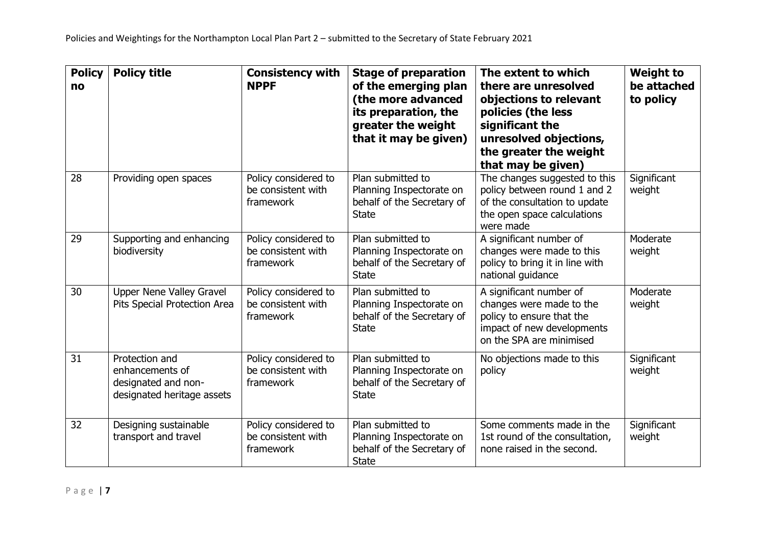| Policy no | Policy title | Consistency with NPPF | Stage of preparation of the emerging plan (the more advanced its preparation, the greater the weight that it may be given) | The extent to which there are unresolved objections to relevant policies (the less significant the unresolved objections, the greater the weight that may be given) | Weight to be attached to policy |
|---|---|---|---|---|---|
| 28 | Providing open spaces | Policy considered to be consistent with framework | Plan submitted to Planning Inspectorate on behalf of the Secretary of State | The changes suggested to this policy between round 1 and 2 of the consultation to update the open space calculations were made | Significant weight |
| 29 | Supporting and enhancing biodiversity | Policy considered to be consistent with framework | Plan submitted to Planning Inspectorate on behalf of the Secretary of State | A significant number of changes were made to this policy to bring it in line with national guidance | Moderate weight |
| 30 | Upper Nene Valley Gravel Pits Special Protection Area | Policy considered to be consistent with framework | Plan submitted to Planning Inspectorate on behalf of the Secretary of State | A significant number of changes were made to the policy to ensure that the impact of new developments on the SPA are minimised | Moderate weight |
| 31 | Protection and enhancements of designated and non-designated heritage assets | Policy considered to be consistent with framework | Plan submitted to Planning Inspectorate on behalf of the Secretary of State | No objections made to this policy | Significant weight |
| 32 | Designing sustainable transport and travel | Policy considered to be consistent with framework | Plan submitted to Planning Inspectorate on behalf of the Secretary of State | Some comments made in the 1st round of the consultation, none raised in the second. | Significant weight |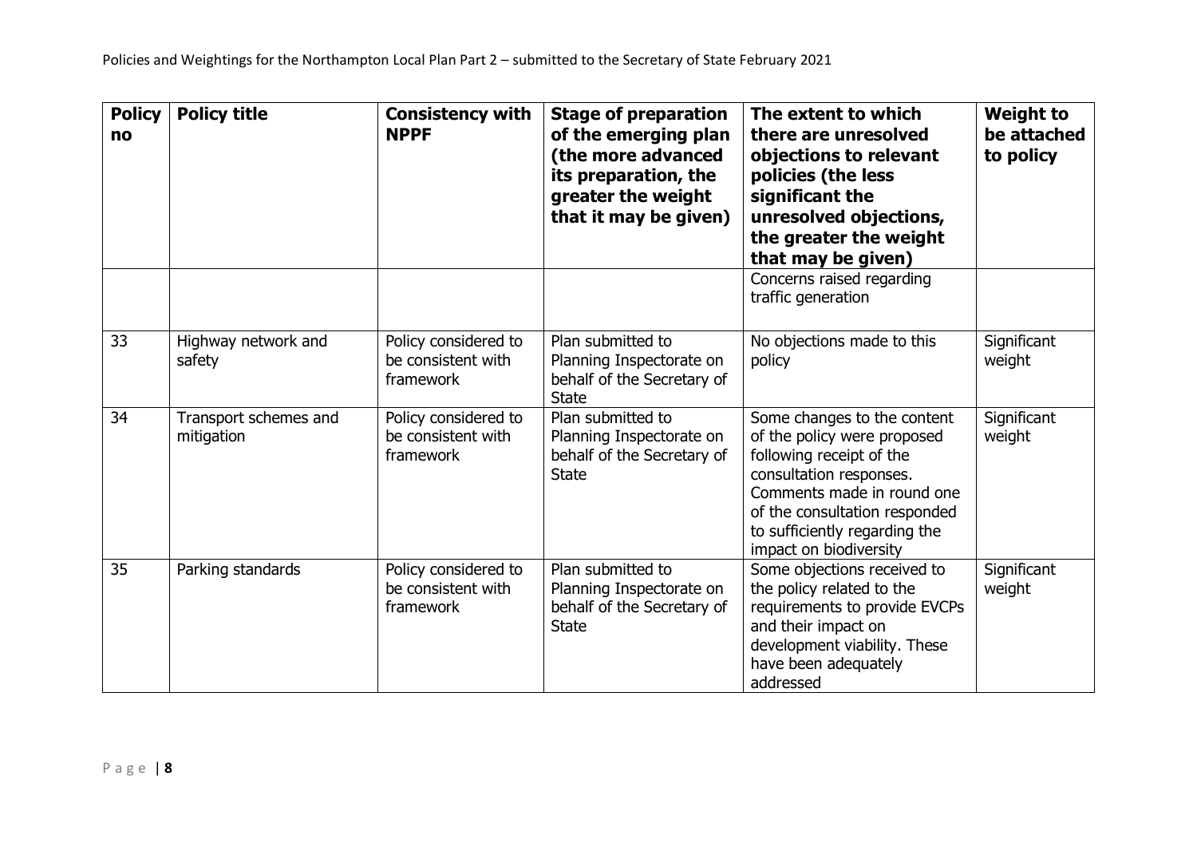| Policy no | Policy title | Consistency with NPPF | Stage of preparation of the emerging plan (the more advanced its preparation, the greater the weight that it may be given) | The extent to which there are unresolved objections to relevant policies (the less significant the unresolved objections, the greater the weight that may be given) | Weight to be attached to policy |
|---|---|---|---|---|---|
| | | | | Concerns raised regarding traffic generation | |
| 33 | Highway network and safety | Policy considered to be consistent with framework | Plan submitted to Planning Inspectorate on behalf of the Secretary of State | No objections made to this policy | Significant weight |
| 34 | Transport schemes and mitigation | Policy considered to be consistent with framework | Plan submitted to Planning Inspectorate on behalf of the Secretary of State | Some changes to the content of the policy were proposed following receipt of the consultation responses. Comments made in round one of the consultation responded to sufficiently regarding the impact on biodiversity | Significant weight |
| 35 | Parking standards | Policy considered to be consistent with framework | Plan submitted to Planning Inspectorate on behalf of the Secretary of State | Some objections received to the policy related to the requirements to provide EVCPs and their impact on development viability. These have been adequately addressed | Significant weight |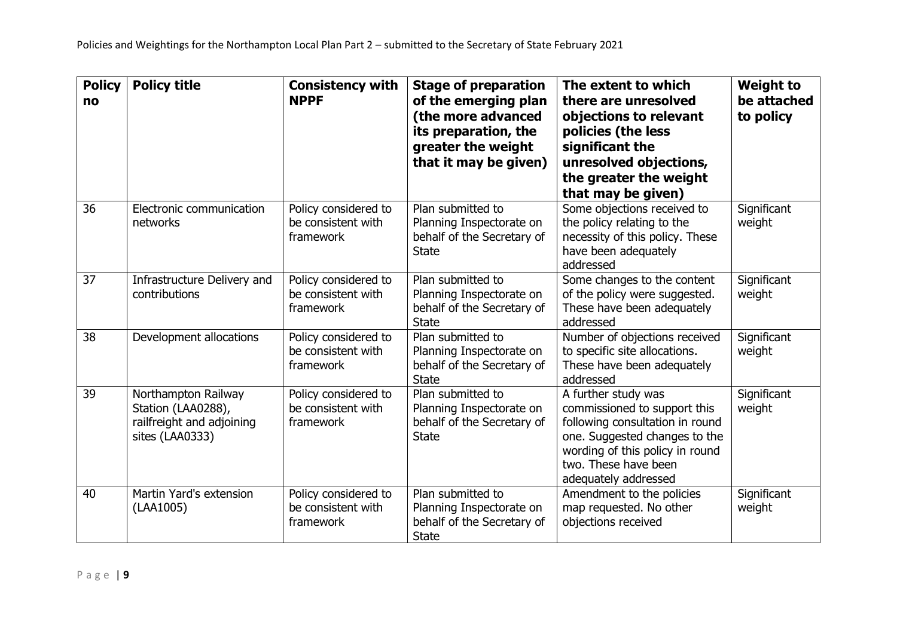| Policy no | Policy title | Consistency with NPPF | Stage of preparation of the emerging plan (the more advanced its preparation, the greater the weight that it may be given) | The extent to which there are unresolved objections to relevant policies (the less significant the unresolved objections, the greater the weight that may be given) | Weight to be attached to policy |
|---|---|---|---|---|---|
| 36 | Electronic communication networks | Policy considered to be consistent with framework | Plan submitted to Planning Inspectorate on behalf of the Secretary of State | Some objections received to the policy relating to the necessity of this policy. These have been adequately addressed | Significant weight |
| 37 | Infrastructure Delivery and contributions | Policy considered to be consistent with framework | Plan submitted to Planning Inspectorate on behalf of the Secretary of State | Some changes to the content of the policy were suggested. These have been adequately addressed | Significant weight |
| 38 | Development allocations | Policy considered to be consistent with framework | Plan submitted to Planning Inspectorate on behalf of the Secretary of State | Number of objections received to specific site allocations. These have been adequately addressed | Significant weight |
| 39 | Northampton Railway Station (LAA0288), railfreight and adjoining sites (LAA0333) | Policy considered to be consistent with framework | Plan submitted to Planning Inspectorate on behalf of the Secretary of State | A further study was commissioned to support this following consultation in round one. Suggested changes to the wording of this policy in round two. These have been adequately addressed | Significant weight |
| 40 | Martin Yard's extension (LAA1005) | Policy considered to be consistent with framework | Plan submitted to Planning Inspectorate on behalf of the Secretary of State | Amendment to the policies map requested. No other objections received | Significant weight |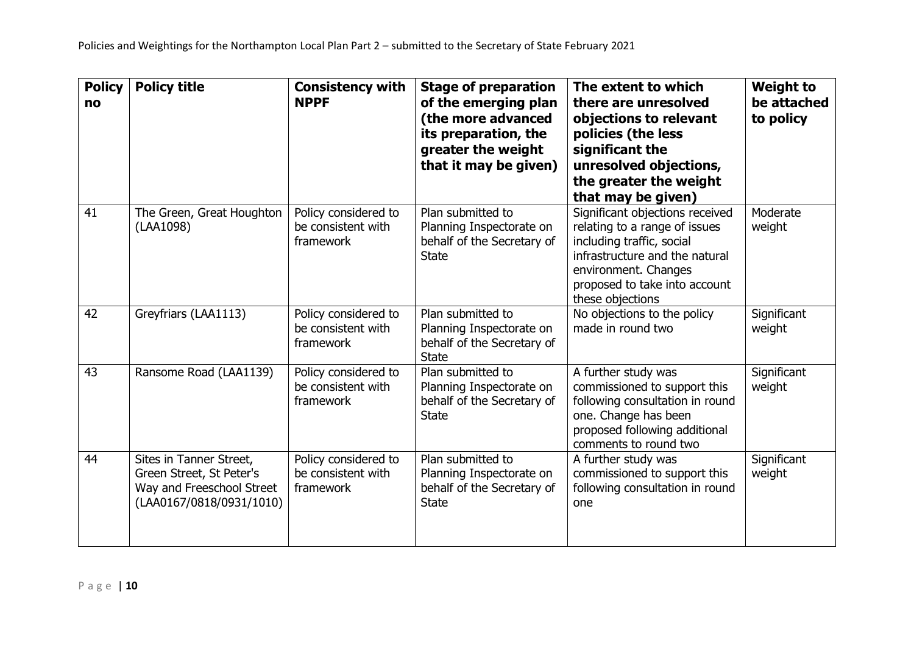| Policy no | Policy title | Consistency with NPPF | Stage of preparation of the emerging plan (the more advanced its preparation, the greater the weight that it may be given) | The extent to which there are unresolved objections to relevant policies (the less significant the unresolved objections, the greater the weight that may be given) | Weight to be attached to policy |
|---|---|---|---|---|---|
| 41 | The Green, Great Houghton (LAA1098) | Policy considered to be consistent with framework | Plan submitted to Planning Inspectorate on behalf of the Secretary of State | Significant objections received relating to a range of issues including traffic, social infrastructure and the natural environment. Changes proposed to take into account these objections | Moderate weight |
| 42 | Greyfriars (LAA1113) | Policy considered to be consistent with framework | Plan submitted to Planning Inspectorate on behalf of the Secretary of State | No objections to the policy made in round two | Significant weight |
| 43 | Ransome Road (LAA1139) | Policy considered to be consistent with framework | Plan submitted to Planning Inspectorate on behalf of the Secretary of State | A further study was commissioned to support this following consultation in round one. Change has been proposed following additional comments to round two | Significant weight |
| 44 | Sites in Tanner Street, Green Street, St Peter's Way and Freeschool Street (LAA0167/0818/0931/1010) | Policy considered to be consistent with framework | Plan submitted to Planning Inspectorate on behalf of the Secretary of State | A further study was commissioned to support this following consultation in round one | Significant weight |